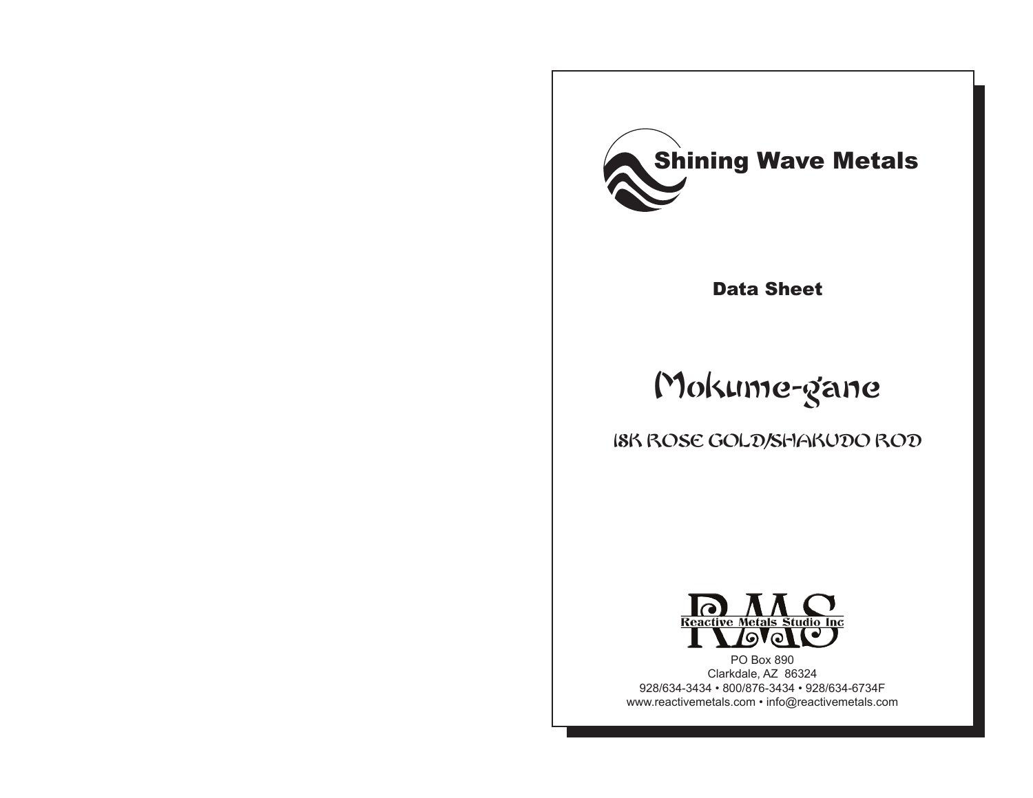# Shining Wave Metals

## Data Sheet

# Mokume-gane

## 18K ROSE GOLD/SHAKUDO ROD

Reactive Metals Studio Inc

PO Box 890
Clarkdale, AZ 86324
928/634-3434 • 800/876-3434 • 928/634-6734F
www.reactivemetals.com • info@reactivemetals.com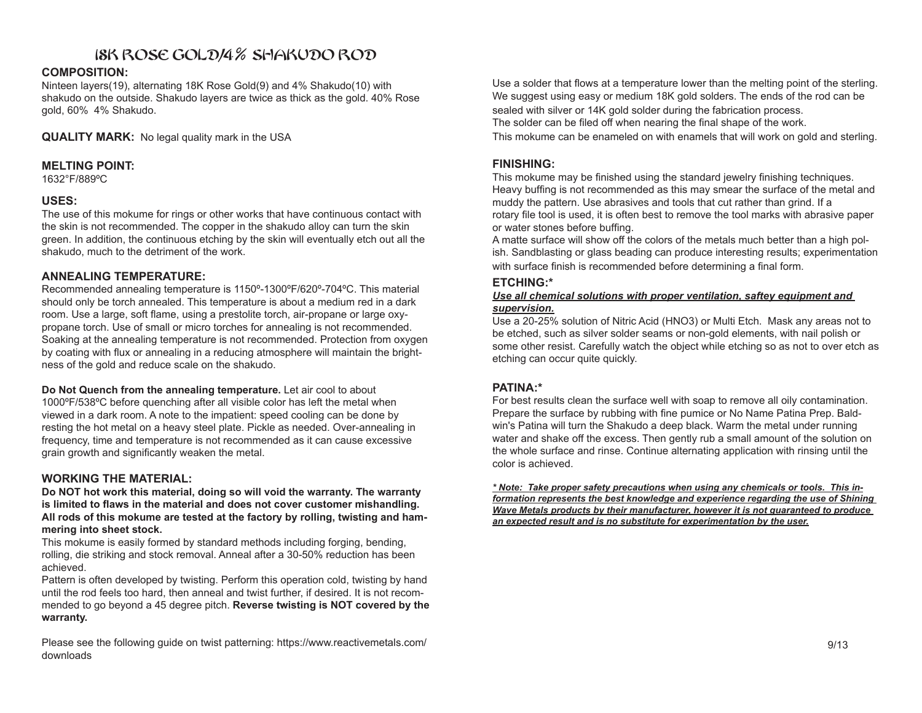# 18K ROSE GOLD/4% SHAKUDO ROD

## COMPOSITION:

Ninteen layers(19), alternating 18K Rose Gold(9) and 4% Shakudo(10) with shakudo on the outside. Shakudo layers are twice as thick as the gold. 40% Rose gold, 60% 4% Shakudo.

**QUALITY MARK:** No legal quality mark in the USA

## MELTING POINT:

1632°F/889ºC

## USES:

The use of this mokume for rings or other works that have continuous contact with the skin is not recommended. The copper in the shakudo alloy can turn the skin green. In addition, the continuous etching by the skin will eventually etch out all the shakudo, much to the detriment of the work.

## ANNEALING TEMPERATURE:

Recommended annealing temperature is 1150º-1300ºF/620º-704ºC. This material should only be torch annealed. This temperature is about a medium red in a dark room. Use a large, soft flame, using a prestolite torch, air-propane or large oxy-propane torch. Use of small or micro torches for annealing is not recommended. Soaking at the annealing temperature is not recommended. Protection from oxygen by coating with flux or annealing in a reducing atmosphere will maintain the brightness of the gold and reduce scale on the shakudo.

**Do Not Quench from the annealing temperature.** Let air cool to about 1000ºF/538ºC before quenching after all visible color has left the metal when viewed in a dark room. A note to the impatient: speed cooling can be done by resting the hot metal on a heavy steel plate. Pickle as needed. Over-annealing in frequency, time and temperature is not recommended as it can cause excessive grain growth and significantly weaken the metal.

## WORKING THE MATERIAL:

**Do NOT hot work this material, doing so will void the warranty. The warranty is limited to flaws in the material and does not cover customer mishandling. All rods of this mokume are tested at the factory by rolling, twisting and hammering into sheet stock.**

This mokume is easily formed by standard methods including forging, bending, rolling, die striking and stock removal. Anneal after a 30-50% reduction has been achieved.

Pattern is often developed by twisting. Perform this operation cold, twisting by hand until the rod feels too hard, then anneal and twist further, if desired. It is not recommended to go beyond a 45 degree pitch. **Reverse twisting is NOT covered by the warranty.**

Please see the following guide on twist patterning: https://www.reactivemetals.com/downloads

Use a solder that flows at a temperature lower than the melting point of the sterling. We suggest using easy or medium 18K gold solders. The ends of the rod can be sealed with silver or 14K gold solder during the fabrication process.
The solder can be filed off when nearing the final shape of the work.
This mokume can be enameled on with enamels that will work on gold and sterling.

## FINISHING:

This mokume may be finished using the standard jewelry finishing techniques. Heavy buffing is not recommended as this may smear the surface of the metal and muddy the pattern. Use abrasives and tools that cut rather than grind. If a rotary file tool is used, it is often best to remove the tool marks with abrasive paper or water stones before buffing.

A matte surface will show off the colors of the metals much better than a high polish. Sandblasting or glass beading can produce interesting results; experimentation with surface finish is recommended before determining a final form.

## ETCHING:*

***Use all chemical solutions with proper ventilation, saftey equipment and supervision.***

Use a 20-25% solution of Nitric Acid ($HNO_3$) or Multi Etch. Mask any areas not to be etched, such as silver solder seams or non-gold elements, with nail polish or some other resist. Carefully watch the object while etching so as not to over etch as etching can occur quite quickly.

## PATINA:*

For best results clean the surface well with soap to remove all oily contamination. Prepare the surface by rubbing with fine pumice or No Name Patina Prep. Baldwin's Patina will turn the Shakudo a deep black. Warm the metal under running water and shake off the excess. Then gently rub a small amount of the solution on the whole surface and rinse. Continue alternating application with rinsing until the color is achieved.

***\* Note: Take proper safety precautions when using any chemicals or tools. This information represents the best knowledge and experience regarding the use of Shining Wave Metals products by their manufacturer, however it is not guaranteed to produce an expected result and is no substitute for experimentation by the user.***

9/13